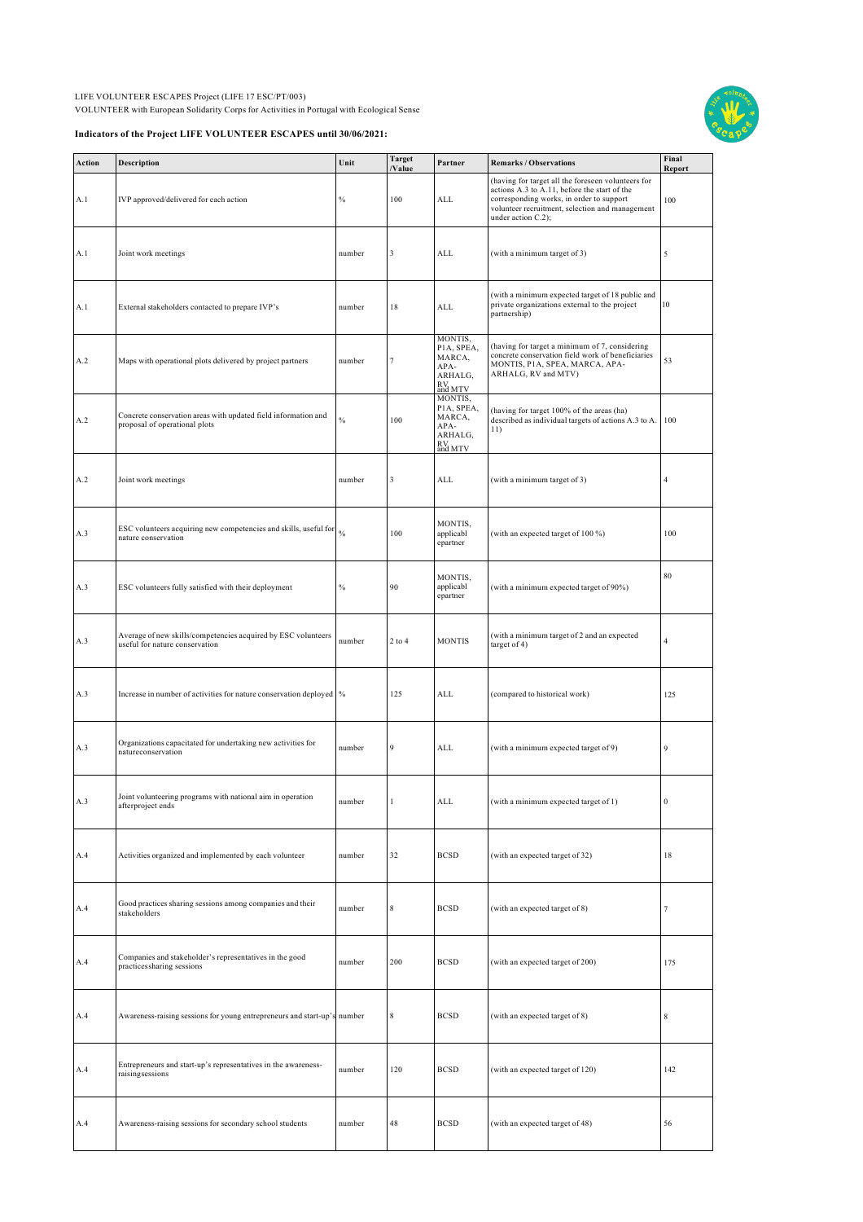LIFE VOLUNTEER ESCAPES Project (LIFE 17 ESC/PT/003)

VOLUNTEER with European Solidarity Corps for Activities in Portugal with Ecological Sense

**Indicators of the Project LIFE VOLUNTEER ESCAPES until 30/06/2021:**

| Action | Description | Unit | Target /Value | Partner | Remarks / Observations | Final Report |
|---|---|---|---|---|---|---|
| A.1 | IVP approved/delivered for each action | % | 100 | ALL | (having for target all the foreseen volunteers for actions A.3 to A.11, before the start of the corresponding works, in order to support volunteer recruitment, selection and management under action C.2); | 100 |
| A.1 | Joint work meetings | number | 3 | ALL | (with a minimum target of 3) | 5 |
| A.1 | External stakeholders contacted to prepare IVP's | number | 18 | ALL | (with a minimum expected target of 18 public and private organizations external to the project partnership) | 10 |
| A.2 | Maps with operational plots delivered by project partners | number | 7 | MONTIS, P1A, SPEA, MARCA, APA-ARHALG, RV and MTV | (having for target a minimum of 7, considering concrete conservation field work of beneficiaries MONTIS, P1A, SPEA, MARCA, APA-ARHALG, RV and MTV) | 53 |
| A.2 | Concrete conservation areas with updated field information and proposal of operational plots | % | 100 | MONTIS, P1A, SPEA, MARCA, APA-ARHALG, RV and MTV | (having for target 100% of the areas (ha) described as individual targets of actions A.3 to A. 11) | 100 |
| A.2 | Joint work meetings | number | 3 | ALL | (with a minimum target of 3) | 4 |
| A.3 | ESC volunteers acquiring new competencies and skills, useful for nature conservation | % | 100 | MONTIS, applicabl epartner | (with an expected target of 100 %) | 100 |
| A.3 | ESC volunteers fully satisfied with their deployment | % | 90 | MONTIS, applicabl epartner | (with a minimum expected target of 90%) | 80 |
| A.3 | Average of new skills/competencies acquired by ESC volunteers useful for nature conservation | number | 2 to 4 | MONTIS | (with a minimum target of 2 and an expected target of 4) | 4 |
| A.3 | Increase in number of activities for nature conservation deployed | % | 125 | ALL | (compared to historical work) | 125 |
| A.3 | Organizations capacitated for undertaking new activities for natureconservation | number | 9 | ALL | (with a minimum expected target of 9) | 9 |
| A.3 | Joint volunteering programs with national aim in operation afterproject ends | number | 1 | ALL | (with a minimum expected target of 1) | 0 |
| A.4 | Activities organized and implemented by each volunteer | number | 32 | BCSD | (with an expected target of 32) | 18 |
| A.4 | Good practices sharing sessions among companies and their stakeholders | number | 8 | BCSD | (with an expected target of 8) | 7 |
| A.4 | Companies and stakeholder's representatives in the good practicessharing sessions | number | 200 | BCSD | (with an expected target of 200) | 175 |
| A.4 | Awareness-raising sessions for young entrepreneurs and start-up's | number | 8 | BCSD | (with an expected target of 8) | 8 |
| A.4 | Entrepreneurs and start-up's representatives in the awareness-raisingsessions | number | 120 | BCSD | (with an expected target of 120) | 142 |
| A.4 | Awareness-raising sessions for secondary school students | number | 48 | BCSD | (with an expected target of 48) | 56 |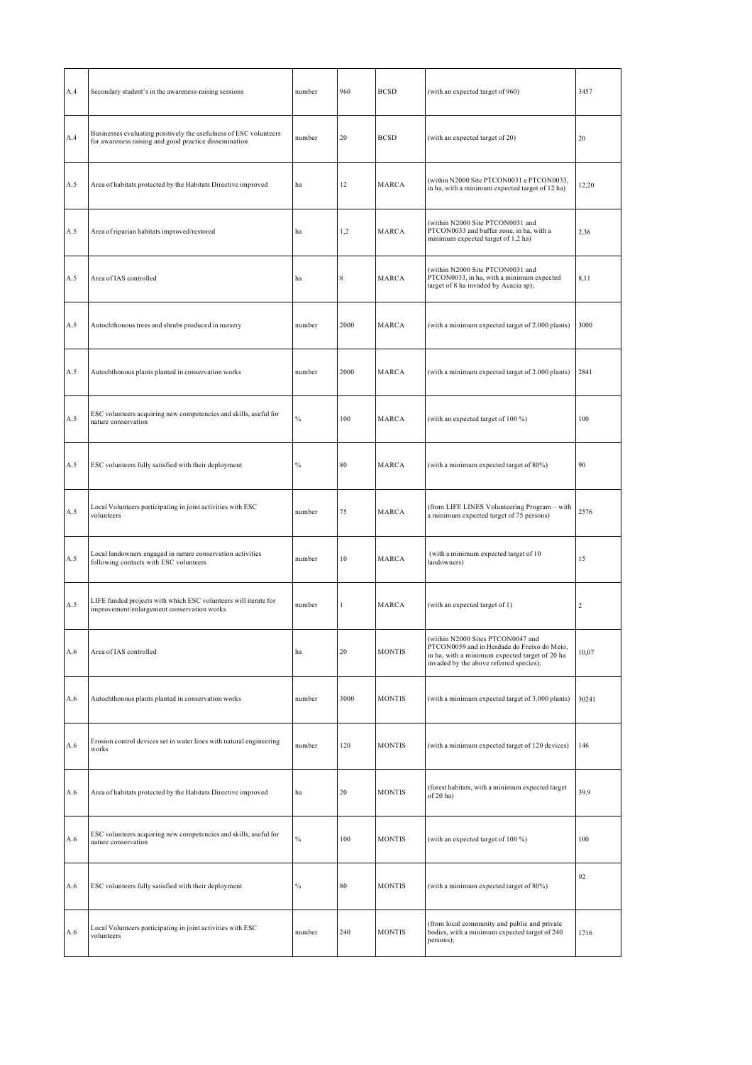| | | | | | | |
|---|---|---|---|---|---|---|
| A.4 | Secondary student's in the awareness-raising sessions | number | 960 | BCSD | (with an expected target of 960) | 3457 |
| A.4 | Businesses evaluating positively the usefulness of ESC volunteers for awareness raising and good practice dissemination | number | 20 | BCSD | (with an expected target of 20) | 20 |
| A.5 | Area of habitats protected by the Habitats Directive improved | ha | 12 | MARCA | (within N2000 Site PTCON0031 e PTCON0033, in ha, with a minimum expected target of 12 ha) | 12,20 |
| A.5 | Area of riparian habitats improved/restored | ha | 1,2 | MARCA | (within N2000 Site PTCON0031 and PTCON0033 and buffer zone, in ha, with a minimum expected target of 1,2 ha) | 2,36 |
| A.5 | Area of IAS controlled | ha | 8 | MARCA | (within N2000 Site PTCON0031 and PTCON0033, in ha, with a minimum expected target of 8 ha invaded by Acacia sp); | 8,11 |
| A.5 | Autochthonous trees and shrubs produced in nursery | number | 2000 | MARCA | (with a minimum expected target of 2.000 plants) | 3000 |
| A.5 | Autochthonous plants planted in conservation works | number | 2000 | MARCA | (with a minimum expected target of 2.000 plants) | 2841 |
| A.5 | ESC volunteers acquiring new competencies and skills, useful for nature conservation | % | 100 | MARCA | (with an expected target of 100 %) | 100 |
| A.5 | ESC volunteers fully satisfied with their deployment | % | 80 | MARCA | (with a minimum expected target of 80%) | 90 |
| A.5 | Local Volunteers participating in joint activities with ESC volunteers | number | 75 | MARCA | (from LIFE LINES Volunteering Program – with a minimum expected target of 75 persons) | 2576 |
| A.5 | Local landowners engaged in nature conservation activities following contacts with ESC volunteers | number | 10 | MARCA | (with a minimum expected target of 10 landowners) | 15 |
| A.5 | LIFE funded projects with which ESC volunteers will iterate for improvement/enlargement conservation works | number | 1 | MARCA | (with an expected target of 1) | 2 |
| A.6 | Area of IAS controlled | ha | 20 | MONTIS | (within N2000 Sites PTCON0047 and PTCON0059 and in Herdade do Freixo do Meio, in ha, with a minimum expected target of 20 ha invaded by the above referred species); | 10,07 |
| A.6 | Autochthonous plants planted in conservation works | number | 3000 | MONTIS | (with a minimum expected target of 3.000 plants) | 30241 |
| A.6 | Erosion control devices set in water lines with natural engineering works | number | 120 | MONTIS | (with a minimum expected target of 120 devices) | 146 |
| A.6 | Area of habitats protected by the Habitats Directive improved | ha | 20 | MONTIS | (forest habitats, with a minimum expected target of 20 ha) | 39,9 |
| A.6 | ESC volunteers acquiring new competencies and skills, useful for nature conservation | % | 100 | MONTIS | (with an expected target of 100 %) | 100 |
| A.6 | ESC volunteers fully satisfied with their deployment | % | 80 | MONTIS | (with a minimum expected target of 80%) | 92 |
| A.6 | Local Volunteers participating in joint activities with ESC volunteers | number | 240 | MONTIS | (from local community and public and private bodies, with a minimum expected target of 240 persons); | 1716 |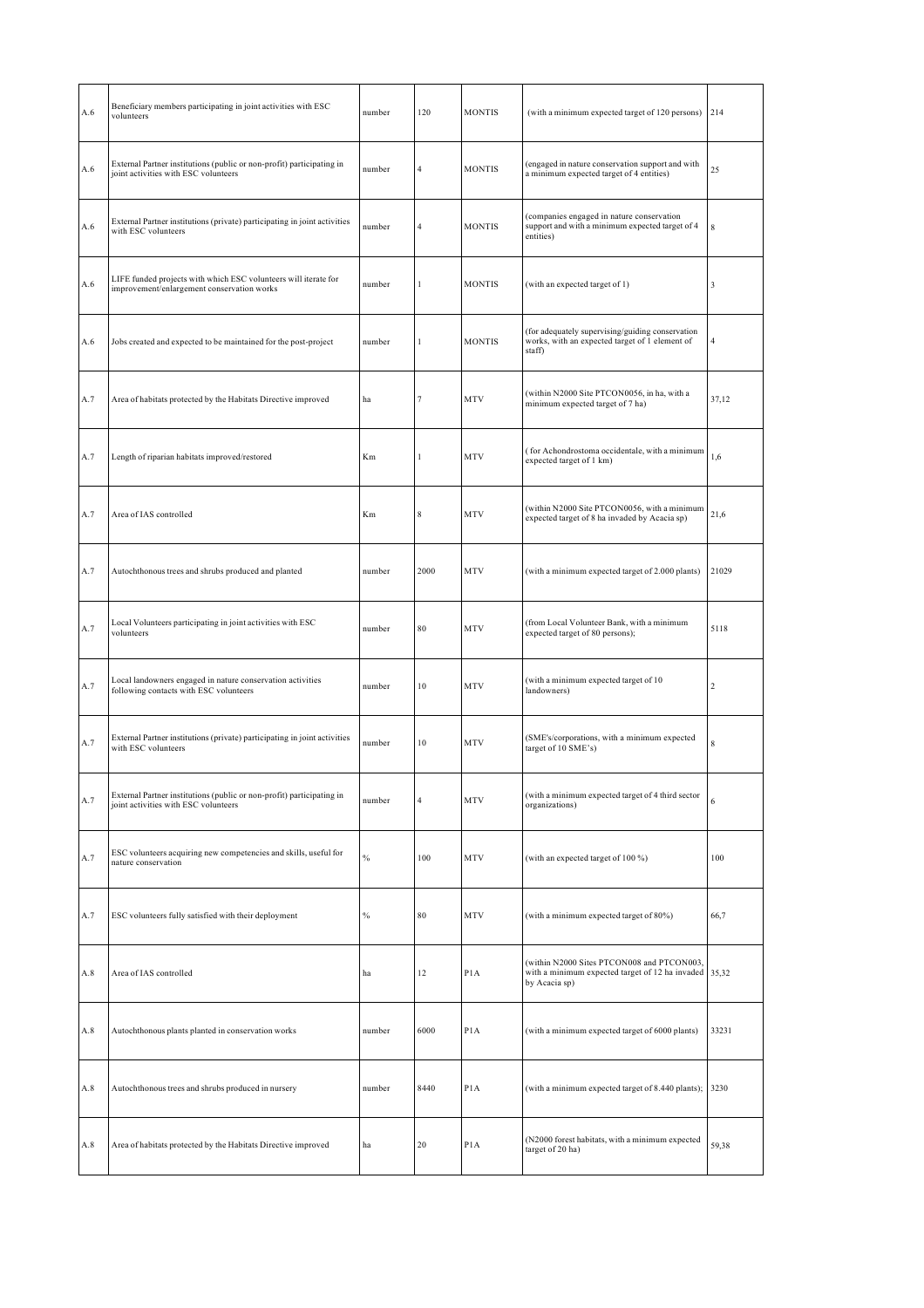| A.6 | Beneficiary members participating in joint activities with ESC volunteers | number | 120 | MONTIS | (with a minimum expected target of 120 persons) | 214 |
|---|---|---|---|---|---|---|
| A.6 | External Partner institutions (public or non-profit) participating in joint activities with ESC volunteers | number | 4 | MONTIS | (engaged in nature conservation support and with a minimum expected target of 4 entities) | 25 |
| A.6 | External Partner institutions (private) participating in joint activities with ESC volunteers | number | 4 | MONTIS | (companies engaged in nature conservation support and with a minimum expected target of 4 entities) | 8 |
| A.6 | LIFE funded projects with which ESC volunteers will iterate for improvement/enlargement conservation works | number | 1 | MONTIS | (with an expected target of 1) | 3 |
| A.6 | Jobs created and expected to be maintained for the post-project | number | 1 | MONTIS | (for adequately supervising/guiding conservation works, with an expected target of 1 element of staff) | 4 |
| A.7 | Area of habitats protected by the Habitats Directive improved | ha | 7 | MTV | (within N2000 Site PTCON0056, in ha, with a minimum expected target of 7 ha) | 37,12 |
| A.7 | Length of riparian habitats improved/restored | Km | 1 | MTV | ( for Achondrostoma occidentale, with a minimum expected target of 1 km) | 1,6 |
| A.7 | Area of IAS controlled | Km | 8 | MTV | (within N2000 Site PTCON0056, with a minimum expected target of 8 ha invaded by Acacia sp) | 21,6 |
| A.7 | Autochthonous trees and shrubs produced and planted | number | 2000 | MTV | (with a minimum expected target of 2.000 plants) | 21029 |
| A.7 | Local Volunteers participating in joint activities with ESC volunteers | number | 80 | MTV | (from Local Volunteer Bank, with a minimum expected target of 80 persons); | 5118 |
| A.7 | Local landowners engaged in nature conservation activities following contacts with ESC volunteers | number | 10 | MTV | (with a minimum expected target of 10 landowners) | 2 |
| A.7 | External Partner institutions (private) participating in joint activities with ESC volunteers | number | 10 | MTV | (SME's/corporations, with a minimum expected target of 10 SME's) | 8 |
| A.7 | External Partner institutions (public or non-profit) participating in joint activities with ESC volunteers | number | 4 | MTV | (with a minimum expected target of 4 third sector organizations) | 6 |
| A.7 | ESC volunteers acquiring new competencies and skills, useful for nature conservation | % | 100 | MTV | (with an expected target of 100 %) | 100 |
| A.7 | ESC volunteers fully satisfied with their deployment | % | 80 | MTV | (with a minimum expected target of 80%) | 66,7 |
| A.8 | Area of IAS controlled | ha | 12 | P1A | (within N2000 Sites PTCON008 and PTCON003, with a minimum expected target of 12 ha invaded by Acacia sp) | 35,32 |
| A.8 | Autochthonous plants planted in conservation works | number | 6000 | P1A | (with a minimum expected target of 6000 plants) | 33231 |
| A.8 | Autochthonous trees and shrubs produced in nursery | number | 8440 | P1A | (with a minimum expected target of 8.440 plants); | 3230 |
| A.8 | Area of habitats protected by the Habitats Directive improved | ha | 20 | P1A | (N2000 forest habitats, with a minimum expected target of 20 ha) | 59,38 |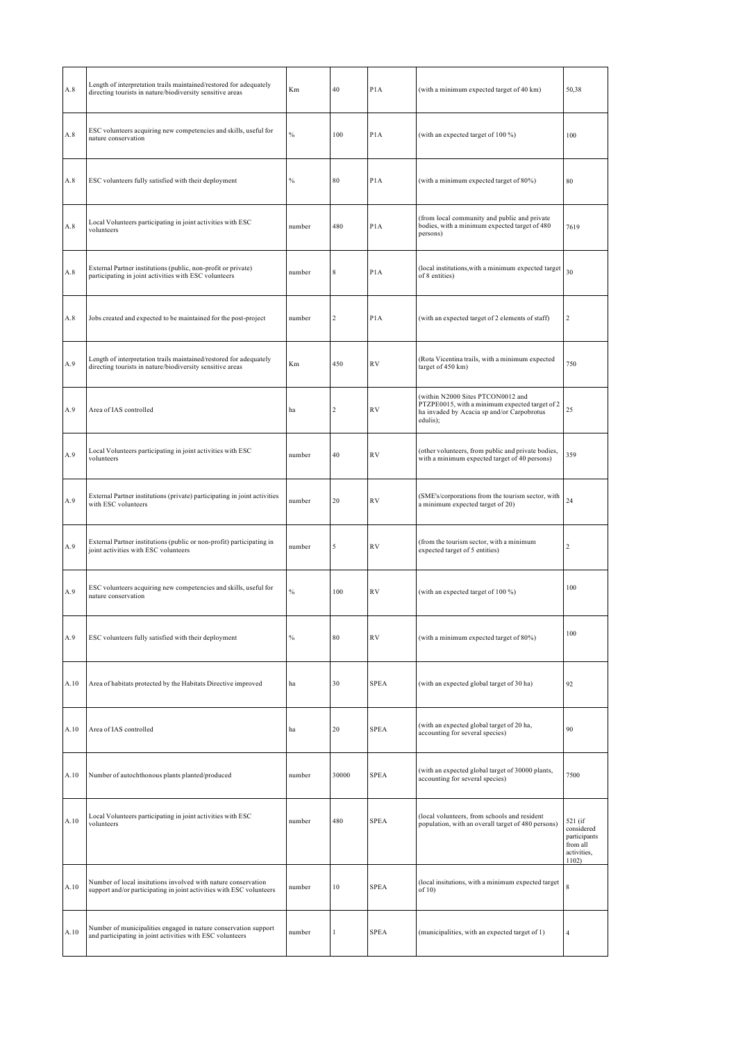| | | | | | | |
|---|---|---|---|---|---|---|
| A.8 | Length of interpretation trails maintained/restored for adequately directing tourists in nature/biodiversity sensitive areas | Km | 40 | P1A | (with a minimum expected target of 40 km) | 50,38 |
| A.8 | ESC volunteers acquiring new competencies and skills, useful for nature conservation | % | 100 | P1A | (with an expected target of 100 %) | 100 |
| A.8 | ESC volunteers fully satisfied with their deployment | % | 80 | P1A | (with a minimum expected target of 80%) | 80 |
| A.8 | Local Volunteers participating in joint activities with ESC volunteers | number | 480 | P1A | (from local community and public and private bodies, with a minimum expected target of 480 persons) | 7619 |
| A.8 | External Partner institutions (public, non-profit or private) participating in joint activities with ESC volunteers | number | 8 | P1A | (local institutions,with a minimum expected target of 8 entities) | 30 |
| A.8 | Jobs created and expected to be maintained for the post-project | number | 2 | P1A | (with an expected target of 2 elements of staff) | 2 |
| A.9 | Length of interpretation trails maintained/restored for adequately directing tourists in nature/biodiversity sensitive areas | Km | 450 | RV | (Rota Vicentina trails, with a minimum expected target of 450 km) | 750 |
| A.9 | Area of IAS controlled | ha | 2 | RV | (within N2000 Sites PTCON0012 and PTZPE0015, with a minimum expected target of 2 ha invaded by Acacia sp and/or Carpobrotus edulis); | 25 |
| A.9 | Local Volunteers participating in joint activities with ESC volunteers | number | 40 | RV | (other volunteers, from public and private bodies, with a minimum expected target of 40 persons) | 359 |
| A.9 | External Partner institutions (private) participating in joint activities with ESC volunteers | number | 20 | RV | (SME's/corporations from the tourism sector, with a minimum expected target of 20) | 24 |
| A.9 | External Partner institutions (public or non-profit) participating in joint activities with ESC volunteers | number | 5 | RV | (from the tourism sector, with a minimum expected target of 5 entities) | 2 |
| A.9 | ESC volunteers acquiring new competencies and skills, useful for nature conservation | % | 100 | RV | (with an expected target of 100 %) | 100 |
| A.9 | ESC volunteers fully satisfied with their deployment | % | 80 | RV | (with a minimum expected target of 80%) | 100 |
| A.10 | Area of habitats protected by the Habitats Directive improved | ha | 30 | SPEA | (with an expected global target of 30 ha) | 92 |
| A.10 | Area of IAS controlled | ha | 20 | SPEA | (with an expected global target of 20 ha, accounting for several species) | 90 |
| A.10 | Number of autochthonous plants planted/produced | number | 30000 | SPEA | (with an expected global target of 30000 plants, accounting for several species) | 7500 |
| A.10 | Local Volunteers participating in joint activities with ESC volunteers | number | 480 | SPEA | (local volunteers, from schools and resident population, with an overall target of 480 persons) | 521 (if considered participants from all activities, 1102) |
| A.10 | Number of local insitutions involved with nature conservation support and/or participating in joint activities with ESC volunteers | number | 10 | SPEA | (local insitutions, with a minimum expected target of 10) | 8 |
| A.10 | Number of municipalities engaged in nature conservation support and participating in joint activities with ESC volunteers | number | 1 | SPEA | (municipalities, with an expected target of 1) | 4 |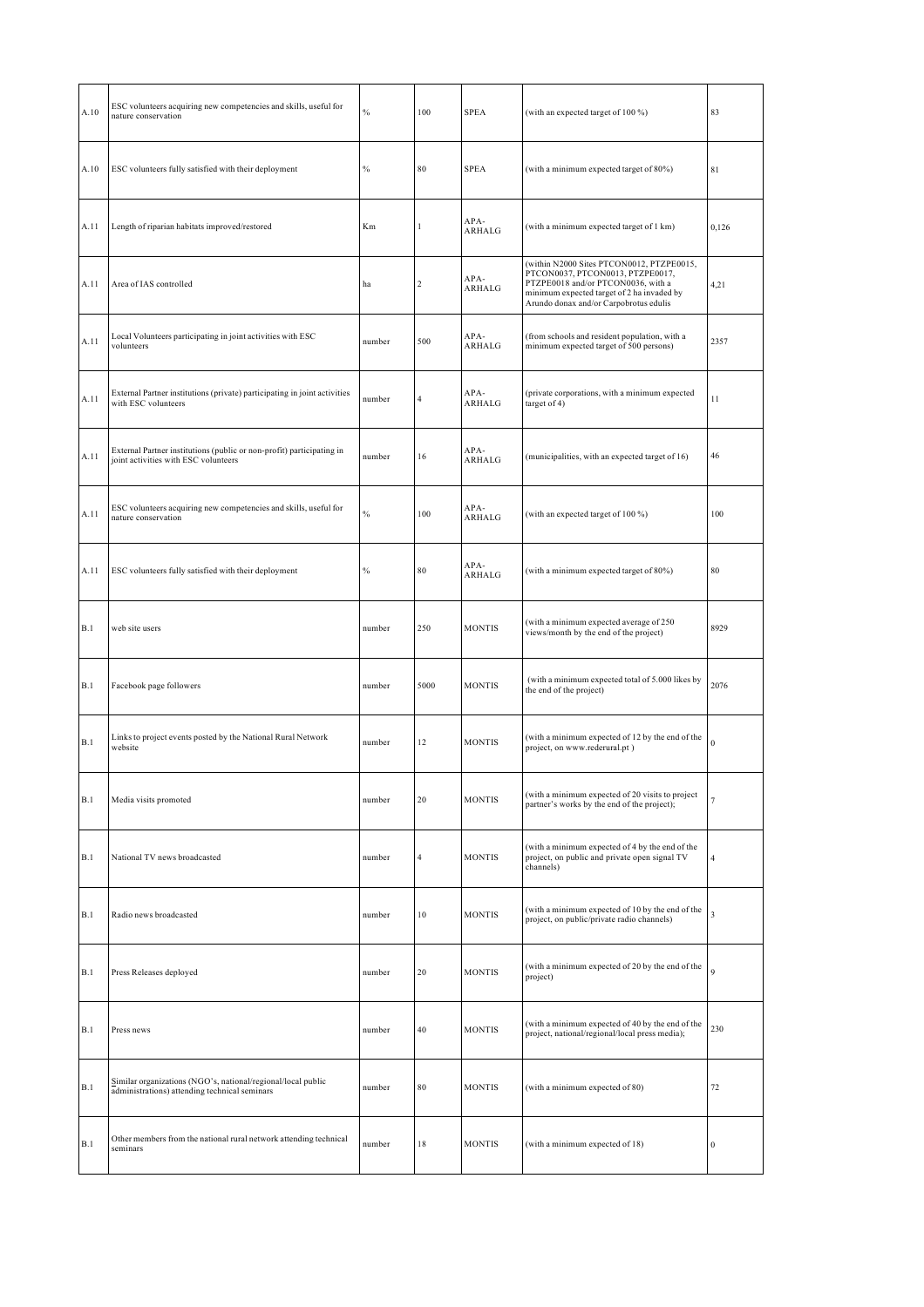| | | | | | | |
|---|---|---|---|---|---|---|
| A.10 | ESC volunteers acquiring new competencies and skills, useful for nature conservation | % | 100 | SPEA | (with an expected target of 100 %) | 83 |
| A.10 | ESC volunteers fully satisfied with their deployment | % | 80 | SPEA | (with a minimum expected target of 80%) | 81 |
| A.11 | Length of riparian habitats improved/restored | Km | 1 | APA-ARHALG | (with a minimum expected target of 1 km) | 0,126 |
| A.11 | Area of IAS controlled | ha | 2 | APA-ARHALG | (within N2000 Sites PTCON0012, PTZPE0015, PTCON0037, PTCON0013, PTZPE0017, PTZPE0018 and/or PTCON0036, with a minimum expected target of 2 ha invaded by Arundo donax and/or Carpobrotus edulis | 4,21 |
| A.11 | Local Volunteers participating in joint activities with ESC volunteers | number | 500 | APA-ARHALG | (from schools and resident population, with a minimum expected target of 500 persons) | 2357 |
| A.11 | External Partner institutions (private) participating in joint activities with ESC volunteers | number | 4 | APA-ARHALG | (private corporations, with a minimum expected target of 4) | 11 |
| A.11 | External Partner institutions (public or non-profit) participating in joint activities with ESC volunteers | number | 16 | APA-ARHALG | (municipalities, with an expected target of 16) | 46 |
| A.11 | ESC volunteers acquiring new competencies and skills, useful for nature conservation | % | 100 | APA-ARHALG | (with an expected target of 100 %) | 100 |
| A.11 | ESC volunteers fully satisfied with their deployment | % | 80 | APA-ARHALG | (with a minimum expected target of 80%) | 80 |
| B.1 | web site users | number | 250 | MONTIS | (with a minimum expected average of 250 views/month by the end of the project) | 8929 |
| B.1 | Facebook page followers | number | 5000 | MONTIS | (with a minimum expected total of 5.000 likes by the end of the project) | 2076 |
| B.1 | Links to project events posted by the National Rural Network website | number | 12 | MONTIS | (with a minimum expected of 12 by the end of the project, on www.rederural.pt ) | 0 |
| B.1 | Media visits promoted | number | 20 | MONTIS | (with a minimum expected of 20 visits to project partner's works by the end of the project); | 7 |
| B.1 | National TV news broadcasted | number | 4 | MONTIS | (with a minimum expected of 4 by the end of the project, on public and private open signal TV channels) | 4 |
| B.1 | Radio news broadcasted | number | 10 | MONTIS | (with a minimum expected of 10 by the end of the project, on public/private radio channels) | 3 |
| B.1 | Press Releases deployed | number | 20 | MONTIS | (with a minimum expected of 20 by the end of the project) | 9 |
| B.1 | Press news | number | 40 | MONTIS | (with a minimum expected of 40 by the end of the project, national/regional/local press media); | 230 |
| B.1 | Similar organizations (NGO's, national/regional/local public administrations) attending technical seminars | number | 80 | MONTIS | (with a minimum expected of 80) | 72 |
| B.1 | Other members from the national rural network attending technical seminars | number | 18 | MONTIS | (with a minimum expected of 18) | 0 |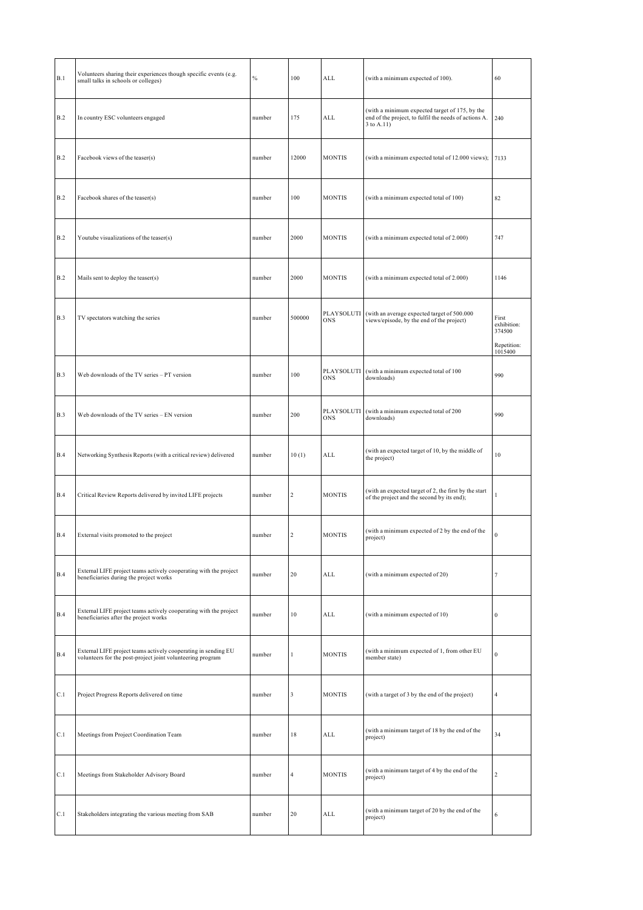| B.1 | Volunteers sharing their experiences though specific events (e.g. small talks in schools or colleges) | % | 100 | ALL | (with a minimum expected of 100). | 60 |
|---|---|---|---|---|---|---|
| B.2 | In country ESC volunteers engaged | number | 175 | ALL | (with a minimum expected target of 175, by the end of the project, to fulfil the needs of actions A. 3 to A.11) | 240 |
| B.2 | Facebook views of the teaser(s) | number | 12000 | MONTIS | (with a minimum expected total of 12.000 views); | 7133 |
| B.2 | Facebook shares of the teaser(s) | number | 100 | MONTIS | (with a minimum expected total of 100) | 82 |
| B.2 | Youtube visualizations of the teaser(s) | number | 2000 | MONTIS | (with a minimum expected total of 2.000) | 747 |
| B.2 | Mails sent to deploy the teaser(s) | number | 2000 | MONTIS | (with a minimum expected total of 2.000) | 1146 |
| B.3 | TV spectators watching the series | number | 500000 | PLAYSOLUTIONS | (with an average expected target of 500.000 views/episode, by the end of the project) | First exhibition: 374500 Repetition: 1015400 |
| B.3 | Web downloads of the TV series – PT version | number | 100 | PLAYSOLUTIONS | (with a minimum expected total of 100 downloads) | 990 |
| B.3 | Web downloads of the TV series – EN version | number | 200 | PLAYSOLUTIONS | (with a minimum expected total of 200 downloads) | 990 |
| B.4 | Networking Synthesis Reports (with a critical review) delivered | number | 10 (1) | ALL | (with an expected target of 10, by the middle of the project) | 10 |
| B.4 | Critical Review Reports delivered by invited LIFE projects | number | 2 | MONTIS | (with an expected target of 2, the first by the start of the project and the second by its end); | 1 |
| B.4 | External visits promoted to the project | number | 2 | MONTIS | (with a minimum expected of 2 by the end of the project) | 0 |
| B.4 | External LIFE project teams actively cooperating with the project beneficiaries during the project works | number | 20 | ALL | (with a minimum expected of 20) | 7 |
| B.4 | External LIFE project teams actively cooperating with the project beneficiaries after the project works | number | 10 | ALL | (with a minimum expected of 10) | 0 |
| B.4 | External LIFE project teams actively cooperating in sending EU volunteers for the post-project joint volunteering program | number | 1 | MONTIS | (with a minimum expected of 1, from other EU member state) | 0 |
| C.1 | Project Progress Reports delivered on time | number | 3 | MONTIS | (with a target of 3 by the end of the project) | 4 |
| C.1 | Meetings from Project Coordination Team | number | 18 | ALL | (with a minimum target of 18 by the end of the project) | 34 |
| C.1 | Meetings from Stakeholder Advisory Board | number | 4 | MONTIS | (with a minimum target of 4 by the end of the project) | 2 |
| C.1 | Stakeholders integrating the various meeting from SAB | number | 20 | ALL | (with a minimum target of 20 by the end of the project) | 6 |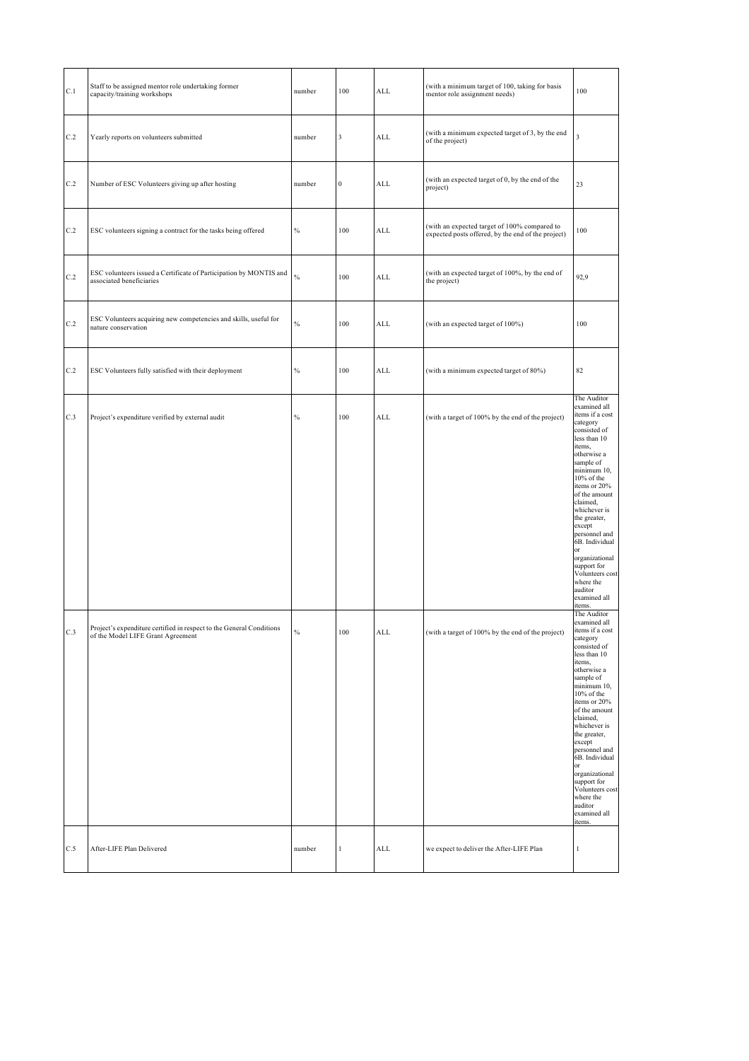| | | | | | | |
|---|---|---|---|---|---|---|
| C.1 | Staff to be assigned mentor role undertaking former capacity/training workshops | number | 100 | ALL | (with a minimum target of 100, taking for basis mentor role assignment needs) | 100 |
| C.2 | Yearly reports on volunteers submitted | number | 3 | ALL | (with a minimum expected target of 3, by the end of the project) | 3 |
| C.2 | Number of ESC Volunteers giving up after hosting | number | 0 | ALL | (with an expected target of 0, by the end of the project) | 23 |
| C.2 | ESC volunteers signing a contract for the tasks being offered | % | 100 | ALL | (with an expected target of 100% compared to expected posts offered, by the end of the project) | 100 |
| C.2 | ESC volunteers issued a Certificate of Participation by MONTIS and associated beneficiaries | % | 100 | ALL | (with an expected target of 100%, by the end of the project) | 92,9 |
| C.2 | ESC Volunteers acquiring new competencies and skills, useful for nature conservation | % | 100 | ALL | (with an expected target of 100%) | 100 |
| C.2 | ESC Volunteers fully satisfied with their deployment | % | 100 | ALL | (with a minimum expected target of 80%) | 82 |
| C.3 | Project's expenditure verified by external audit | % | 100 | ALL | (with a target of 100% by the end of the project) | The Auditor examined all items if a cost category consisted of less than 10 items, otherwise a sample of minimum 10, 10% of the items or 20% of the amount claimed, whichever is the greater, except personnel and 6B. Individual or organizational support for Volunteers cost where the auditor examined all items. |
| C.3 | Project's expenditure certified in respect to the General Conditions of the Model LIFE Grant Agreement | % | 100 | ALL | (with a target of 100% by the end of the project) | The Auditor examined all items if a cost category consisted of less than 10 items, otherwise a sample of minimum 10, 10% of the items or 20% of the amount claimed, whichever is the greater, except personnel and 6B. Individual or organizational support for Volunteers cost where the auditor examined all items. |
| C.5 | After-LIFE Plan Delivered | number | 1 | ALL | we expect to deliver the After-LIFE Plan | 1 |